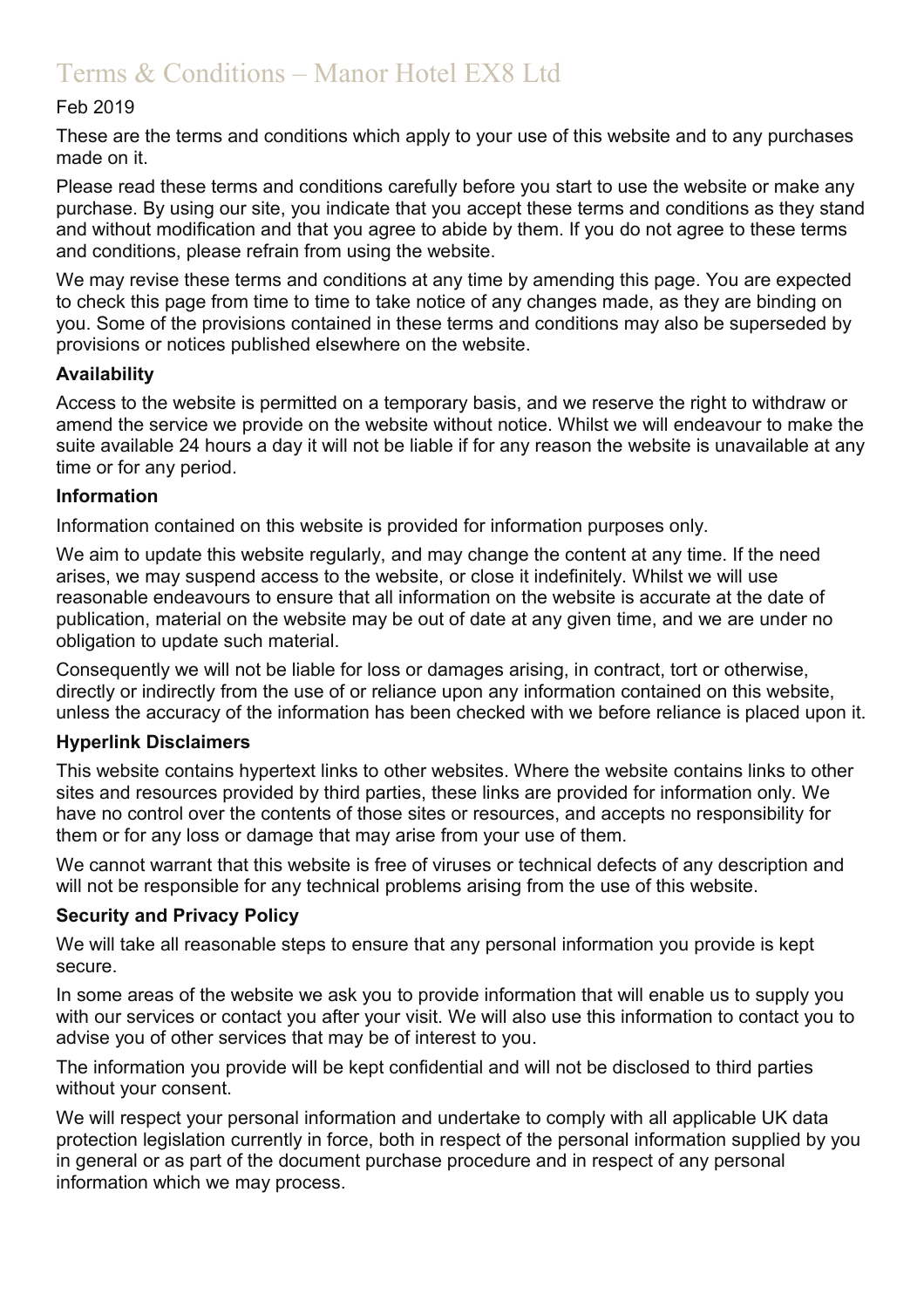# Terms & Conditions – Manor Hotel EX8 Ltd

Feb 2019

These are the terms and conditions which apply to your use of this website and to any purchases made on it.

Please read these terms and conditions carefully before you start to use the website or make any purchase. By using our site, you indicate that you accept these terms and conditions as they stand and without modification and that you agree to abide by them. If you do not agree to these terms and conditions, please refrain from using the website.

We may revise these terms and conditions at any time by amending this page. You are expected to check this page from time to time to take notice of any changes made, as they are binding on you. Some of the provisions contained in these terms and conditions may also be superseded by provisions or notices published elsewhere on the website.

**Availability**

Access to the website is permitted on a temporary basis, and we reserve the right to withdraw or amend the service we provide on the website without notice. Whilst we will endeavour to make the suite available 24 hours a day it will not be liable if for any reason the website is unavailable at any time or for any period.

**Information**

Information contained on this website is provided for information purposes only.

We aim to update this website regularly, and may change the content at any time. If the need arises, we may suspend access to the website, or close it indefinitely. Whilst we will use reasonable endeavours to ensure that all information on the website is accurate at the date of publication, material on the website may be out of date at any given time, and we are under no obligation to update such material.

Consequently we will not be liable for loss or damages arising, in contract, tort or otherwise, directly or indirectly from the use of or reliance upon any information contained on this website, unless the accuracy of the information has been checked with we before reliance is placed upon it.

**Hyperlink Disclaimers**

This website contains hypertext links to other websites. Where the website contains links to other sites and resources provided by third parties, these links are provided for information only. We have no control over the contents of those sites or resources, and accepts no responsibility for them or for any loss or damage that may arise from your use of them.

We cannot warrant that this website is free of viruses or technical defects of any description and will not be responsible for any technical problems arising from the use of this website.

**Security and Privacy Policy**

We will take all reasonable steps to ensure that any personal information you provide is kept secure.

In some areas of the website we ask you to provide information that will enable us to supply you with our services or contact you after your visit. We will also use this information to contact you to advise you of other services that may be of interest to you.

The information you provide will be kept confidential and will not be disclosed to third parties without your consent.

We will respect your personal information and undertake to comply with all applicable UK data protection legislation currently in force, both in respect of the personal information supplied by you in general or as part of the document purchase procedure and in respect of any personal information which we may process.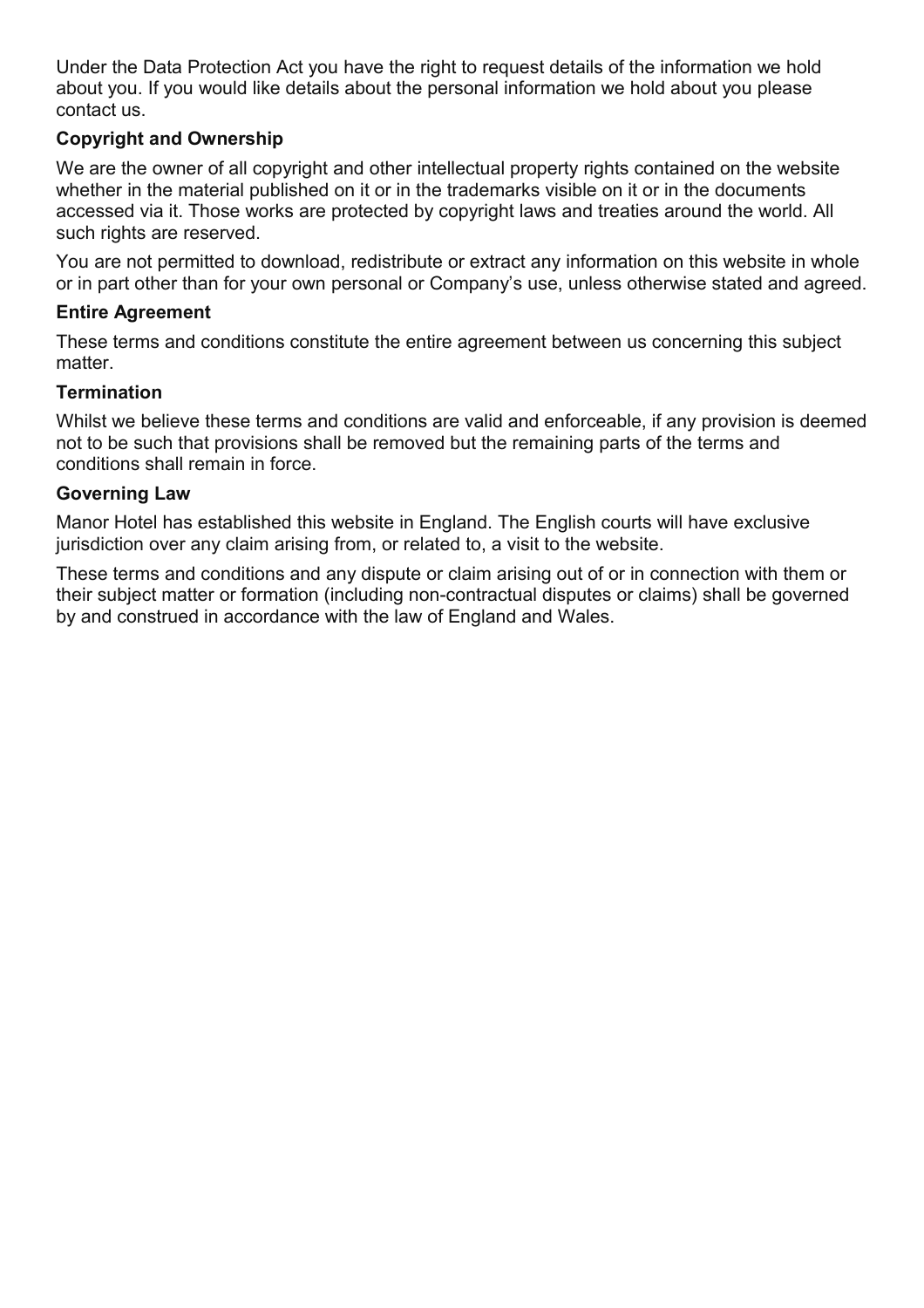Under the Data Protection Act you have the right to request details of the information we hold about you. If you would like details about the personal information we hold about you please contact us.

**Copyright and Ownership**

We are the owner of all copyright and other intellectual property rights contained on the website whether in the material published on it or in the trademarks visible on it or in the documents accessed via it. Those works are protected by copyright laws and treaties around the world. All such rights are reserved.

You are not permitted to download, redistribute or extract any information on this website in whole or in part other than for your own personal or Company's use, unless otherwise stated and agreed.

**Entire Agreement**

These terms and conditions constitute the entire agreement between us concerning this subject matter.

**Termination**

Whilst we believe these terms and conditions are valid and enforceable, if any provision is deemed not to be such that provisions shall be removed but the remaining parts of the terms and conditions shall remain in force.

**Governing Law**

Manor Hotel has established this website in England. The English courts will have exclusive jurisdiction over any claim arising from, or related to, a visit to the website.

These terms and conditions and any dispute or claim arising out of or in connection with them or their subject matter or formation (including non-contractual disputes or claims) shall be governed by and construed in accordance with the law of England and Wales.